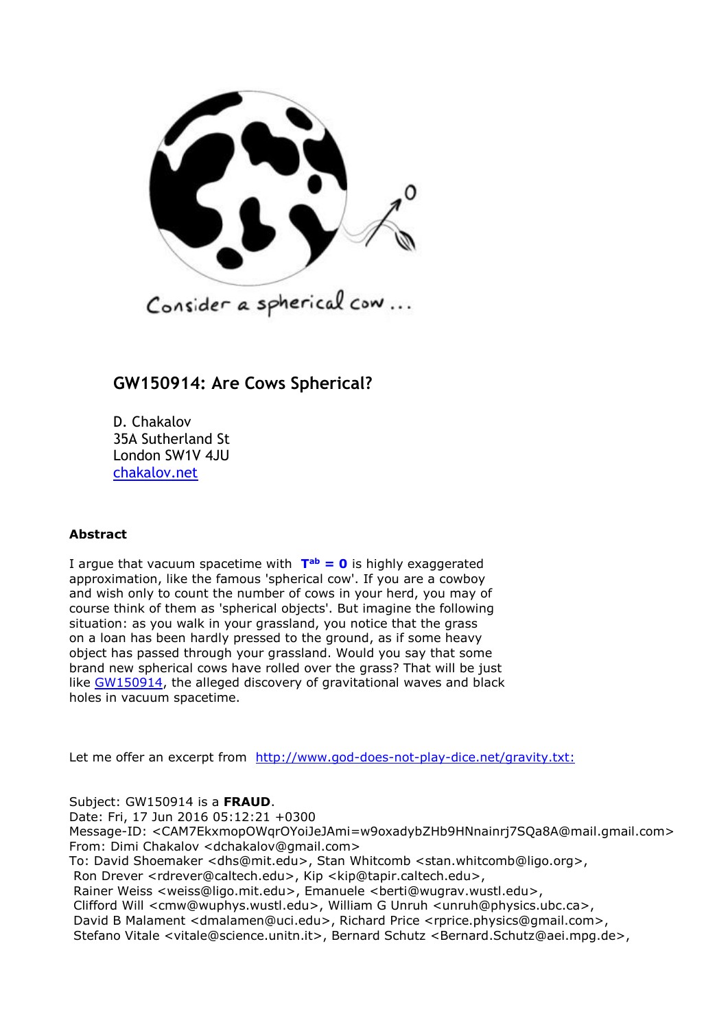Consider a spherical cow ...

# GW150914: Are Cows Spherical?

D. Chakalov
35A Sutherland St
London SW1V 4JU
[chakalov.net](chakalov.net)

### Abstract

I argue that vacuum spacetime with **$T^{ab} = 0$** is highly exaggerated approximation, like the famous 'spherical cow'. If you are a cowboy and wish only to count the number of cows in your herd, you may of course think of them as 'spherical objects'. But imagine the following situation: as you walk in your grassland, you notice that the grass on a loan has been hardly pressed to the ground, as if some heavy object has passed through your grassland. Would you say that some brand new spherical cows have rolled over the grass? That will be just like GW150914, the alleged discovery of gravitational waves and black holes in vacuum spacetime.

Let me offer an excerpt from http://www.god-does-not-play-dice.net/gravity.txt:

Subject: GW150914 is a **FRAUD**.
Date: Fri, 17 Jun 2016 05:12:21 +0300
Message-ID: <CAM7EkxmopOWqrOYoiJeJAmi=w9oxadybZHb9HNnainrj7SQa8A@mail.gmail.com>
From: Dimi Chakalov <dchakalov@gmail.com>
To: David Shoemaker <dhs@mit.edu>, Stan Whitcomb <stan.whitcomb@ligo.org>,
Ron Drever <rdrever@caltech.edu>, Kip <kip@tapir.caltech.edu>,
Rainer Weiss <weiss@ligo.mit.edu>, Emanuele <berti@wugrav.wustl.edu>,
Clifford Will <cmw@wuphys.wustl.edu>, William G Unruh <unruh@physics.ubc.ca>,
David B Malament <dmalamen@uci.edu>, Richard Price <rprice.physics@gmail.com>,
Stefano Vitale <vitale@science.unitn.it>, Bernard Schutz <Bernard.Schutz@aei.mpg.de>,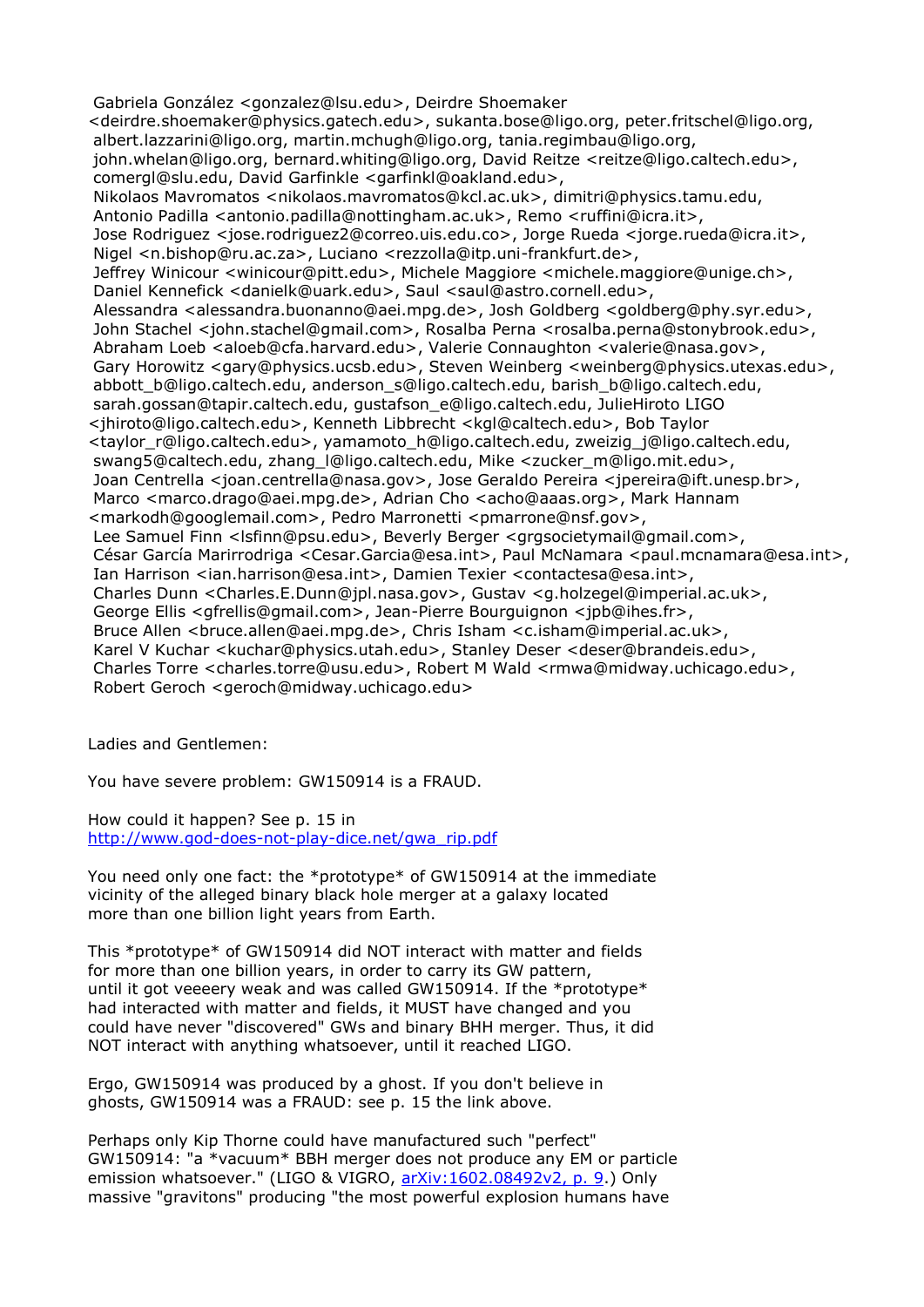Gabriela González <gonzalez@lsu.edu>, Deirdre Shoemaker <deirdre.shoemaker@physics.gatech.edu>, sukanta.bose@ligo.org, peter.fritschel@ligo.org, albert.lazzarini@ligo.org, martin.mchugh@ligo.org, tania.regimbau@ligo.org, john.whelan@ligo.org, bernard.whiting@ligo.org, David Reitze <reitze@ligo.caltech.edu>, comergl@slu.edu, David Garfinkle <garfinkl@oakland.edu>, Nikolaos Mavromatos <nikolaos.mavromatos@kcl.ac.uk>, dimitri@physics.tamu.edu, Antonio Padilla <antonio.padilla@nottingham.ac.uk>, Remo <ruffini@icra.it>, Jose Rodriguez <jose.rodriguez2@correo.uis.edu.co>, Jorge Rueda <jorge.rueda@icra.it>, Nigel <n.bishop@ru.ac.za>, Luciano <rezzolla@itp.uni-frankfurt.de>, Jeffrey Winicour <winicour@pitt.edu>, Michele Maggiore <michele.maggiore@unige.ch>, Daniel Kennefick <danielk@uark.edu>, Saul <saul@astro.cornell.edu>, Alessandra <alessandra.buonanno@aei.mpg.de>, Josh Goldberg <goldberg@phy.syr.edu>, John Stachel <john.stachel@gmail.com>, Rosalba Perna <rosalba.perna@stonybrook.edu>, Abraham Loeb <aloeb@cfa.harvard.edu>, Valerie Connaughton <valerie@nasa.gov>, Gary Horowitz <gary@physics.ucsb.edu>, Steven Weinberg <weinberg@physics.utexas.edu>, abbott_b@ligo.caltech.edu, anderson_s@ligo.caltech.edu, barish_b@ligo.caltech.edu, sarah.gossan@tapir.caltech.edu, gustafson_e@ligo.caltech.edu, JulieHiroto LIGO <jhiroto@ligo.caltech.edu>, Kenneth Libbrecht <kgl@caltech.edu>, Bob Taylor <taylor_r@ligo.caltech.edu>, yamamoto_h@ligo.caltech.edu, zweizig_j@ligo.caltech.edu, swang5@caltech.edu, zhang_l@ligo.caltech.edu, Mike <zucker_m@ligo.mit.edu>, Joan Centrella <joan.centrella@nasa.gov>, Jose Geraldo Pereira <jpereira@ift.unesp.br>, Marco <marco.drago@aei.mpg.de>, Adrian Cho <acho@aaas.org>, Mark Hannam <markodh@googlemail.com>, Pedro Marronetti <pmarrone@nsf.gov>, Lee Samuel Finn <lsfinn@psu.edu>, Beverly Berger <grgsocietymail@gmail.com>, César García Marirrodriga <Cesar.Garcia@esa.int>, Paul McNamara <paul.mcnamara@esa.int>, Ian Harrison <ian.harrison@esa.int>, Damien Texier <contactesa@esa.int>, Charles Dunn <Charles.E.Dunn@jpl.nasa.gov>, Gustav <g.holzegel@imperial.ac.uk>, George Ellis <gfrellis@gmail.com>, Jean-Pierre Bourguignon <jpb@ihes.fr>, Bruce Allen <bruce.allen@aei.mpg.de>, Chris Isham <c.isham@imperial.ac.uk>, Karel V Kuchar <kuchar@physics.utah.edu>, Stanley Deser <deser@brandeis.edu>, Charles Torre <charles.torre@usu.edu>, Robert M Wald <rmwa@midway.uchicago.edu>, Robert Geroch <geroch@midway.uchicago.edu>

Ladies and Gentlemen:

You have severe problem: GW150914 is a FRAUD.

How could it happen? See p. 15 in
http://www.god-does-not-play-dice.net/gwa_rip.pdf

You need only one fact: the *prototype* of GW150914 at the immediate vicinity of the alleged binary black hole merger at a galaxy located more than one billion light years from Earth.

This *prototype* of GW150914 did NOT interact with matter and fields for more than one billion years, in order to carry its GW pattern, until it got veeeery weak and was called GW150914. If the *prototype* had interacted with matter and fields, it MUST have changed and you could have never "discovered" GWs and binary BHH merger. Thus, it did NOT interact with anything whatsoever, until it reached LIGO.

Ergo, GW150914 was produced by a ghost. If you don't believe in ghosts, GW150914 was a FRAUD: see p. 15 the link above.

Perhaps only Kip Thorne could have manufactured such "perfect" GW150914: "a *vacuum* BBH merger does not produce any EM or particle emission whatsoever." (LIGO & VIGRO, arXiv:1602.08492v2, p. 9.) Only massive "gravitons" producing "the most powerful explosion humans have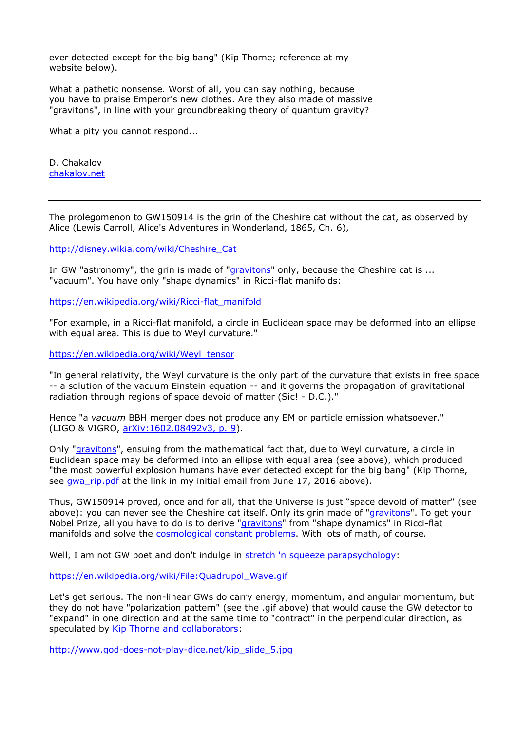ever detected except for the big bang" (Kip Thorne; reference at my website below).

What a pathetic nonsense. Worst of all, you can say nothing, because you have to praise Emperor's new clothes. Are they also made of massive "gravitons", in line with your groundbreaking theory of quantum gravity?

What a pity you cannot respond...

D. Chakalov
chakalov.net

---

The prolegomenon to GW150914 is the grin of the Cheshire cat without the cat, as observed by Alice (Lewis Carroll, Alice's Adventures in Wonderland, 1865, Ch. 6),

http://disney.wikia.com/wiki/Cheshire_Cat

In GW "astronomy", the grin is made of "gravitons" only, because the Cheshire cat is ... "vacuum". You have only "shape dynamics" in Ricci-flat manifolds:

https://en.wikipedia.org/wiki/Ricci-flat_manifold

"For example, in a Ricci-flat manifold, a circle in Euclidean space may be deformed into an ellipse with equal area. This is due to Weyl curvature."

https://en.wikipedia.org/wiki/Weyl_tensor

"In general relativity, the Weyl curvature is the only part of the curvature that exists in free space -- a solution of the vacuum Einstein equation -- and it governs the propagation of gravitational radiation through regions of space devoid of matter (Sic! - D.C.)."

Hence "a *vacuum* BBH merger does not produce any EM or particle emission whatsoever." (LIGO & VIGRO, arXiv:1602.08492v3, p. 9).

Only "gravitons", ensuing from the mathematical fact that, due to Weyl curvature, a circle in Euclidean space may be deformed into an ellipse with equal area (see above), which produced "the most powerful explosion humans have ever detected except for the big bang" (Kip Thorne, see gwa_rip.pdf at the link in my initial email from June 17, 2016 above).

Thus, GW150914 proved, once and for all, that the Universe is just "space devoid of matter" (see above): you can never see the Cheshire cat itself. Only its grin made of "gravitons". To get your Nobel Prize, all you have to do is to derive "gravitons" from "shape dynamics" in Ricci-flat manifolds and solve the cosmological constant problems. With lots of math, of course.

Well, I am not GW poet and don't indulge in stretch 'n squeeze parapsychology:

https://en.wikipedia.org/wiki/File:Quadrupol_Wave.gif

Let's get serious. The non-linear GWs do carry energy, momentum, and angular momentum, but they do not have "polarization pattern" (see the .gif above) that would cause the GW detector to "expand" in one direction and at the same time to "contract" in the perpendicular direction, as speculated by Kip Thorne and collaborators:

http://www.god-does-not-play-dice.net/kip_slide_5.jpg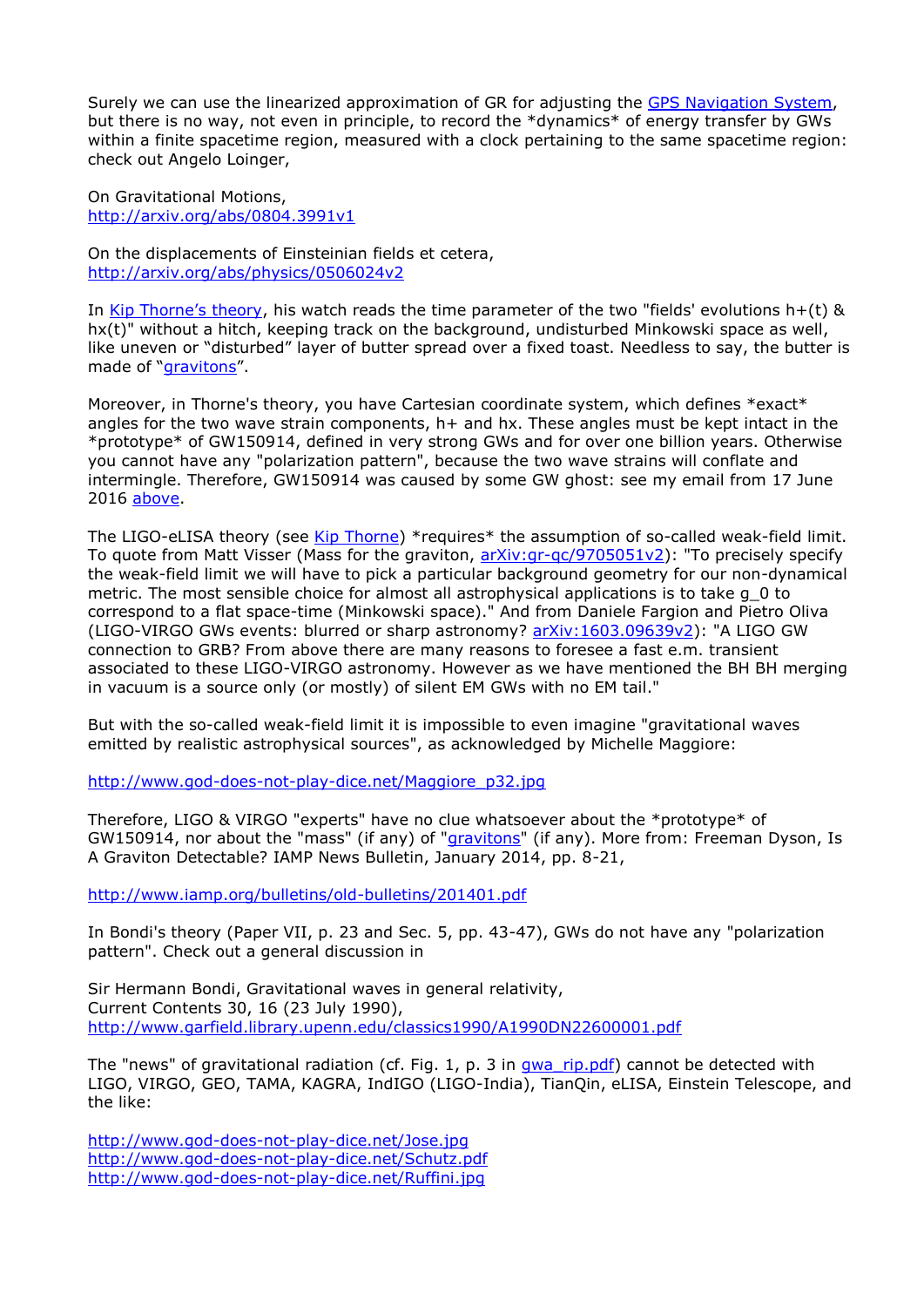Surely we can use the linearized approximation of GR for adjusting the [GPS Navigation System](), but there is no way, not even in principle, to record the *dynamics* of energy transfer by GWs within a finite spacetime region, measured with a clock pertaining to the same spacetime region: check out Angelo Loinger,

On Gravitational Motions,
http://arxiv.org/abs/0804.3991v1

On the displacements of Einsteinian fields et cetera,
http://arxiv.org/abs/physics/0506024v2

In [Kip Thorne's theory](), his watch reads the time parameter of the two "fields' evolutions h+(t) & hx(t)" without a hitch, keeping track on the background, undisturbed Minkowski space as well, like uneven or "disturbed" layer of butter spread over a fixed toast. Needless to say, the butter is made of "[gravitons]()".

Moreover, in Thorne's theory, you have Cartesian coordinate system, which defines *exact* angles for the two wave strain components, h+ and hx. These angles must be kept intact in the *prototype* of GW150914, defined in very strong GWs and for over one billion years. Otherwise you cannot have any "polarization pattern", because the two wave strains will conflate and intermingle. Therefore, GW150914 was caused by some GW ghost: see my email from 17 June 2016 [above]().

The LIGO-eLISA theory (see [Kip Thorne]()) *requires* the assumption of so-called weak-field limit. To quote from Matt Visser (Mass for the graviton, [arXiv:gr-qc/9705051v2]()): "To precisely specify the weak-field limit we will have to pick a particular background geometry for our non-dynamical metric. The most sensible choice for almost all astrophysical applications is to take g_0 to correspond to a flat space-time (Minkowski space)." And from Daniele Fargion and Pietro Oliva (LIGO-VIRGO GWs events: blurred or sharp astronomy? [arXiv:1603.09639v2]()): "A LIGO GW connection to GRB? From above there are many reasons to foresee a fast e.m. transient associated to these LIGO-VIRGO astronomy. However as we have mentioned the BH BH merging in vacuum is a source only (or mostly) of silent EM GWs with no EM tail."

But with the so-called weak-field limit it is impossible to even imagine "gravitational waves emitted by realistic astrophysical sources", as acknowledged by Michelle Maggiore:

http://www.god-does-not-play-dice.net/Maggiore_p32.jpg

Therefore, LIGO & VIRGO "experts" have no clue whatsoever about the *prototype* of GW150914, nor about the "mass" (if any) of "[gravitons]()" (if any). More from: Freeman Dyson, Is A Graviton Detectable? IAMP News Bulletin, January 2014, pp. 8-21,

http://www.iamp.org/bulletins/old-bulletins/201401.pdf

In Bondi's theory (Paper VII, p. 23 and Sec. 5, pp. 43-47), GWs do not have any "polarization pattern". Check out a general discussion in

Sir Hermann Bondi, Gravitational waves in general relativity,
Current Contents 30, 16 (23 July 1990),
http://www.garfield.library.upenn.edu/classics1990/A1990DN22600001.pdf

The "news" of gravitational radiation (cf. Fig. 1, p. 3 in [gwa_rip.pdf]()) cannot be detected with LIGO, VIRGO, GEO, TAMA, KAGRA, IndIGO (LIGO-India), TianQin, eLISA, Einstein Telescope, and the like:

http://www.god-does-not-play-dice.net/Jose.jpg
http://www.god-does-not-play-dice.net/Schutz.pdf
http://www.god-does-not-play-dice.net/Ruffini.jpg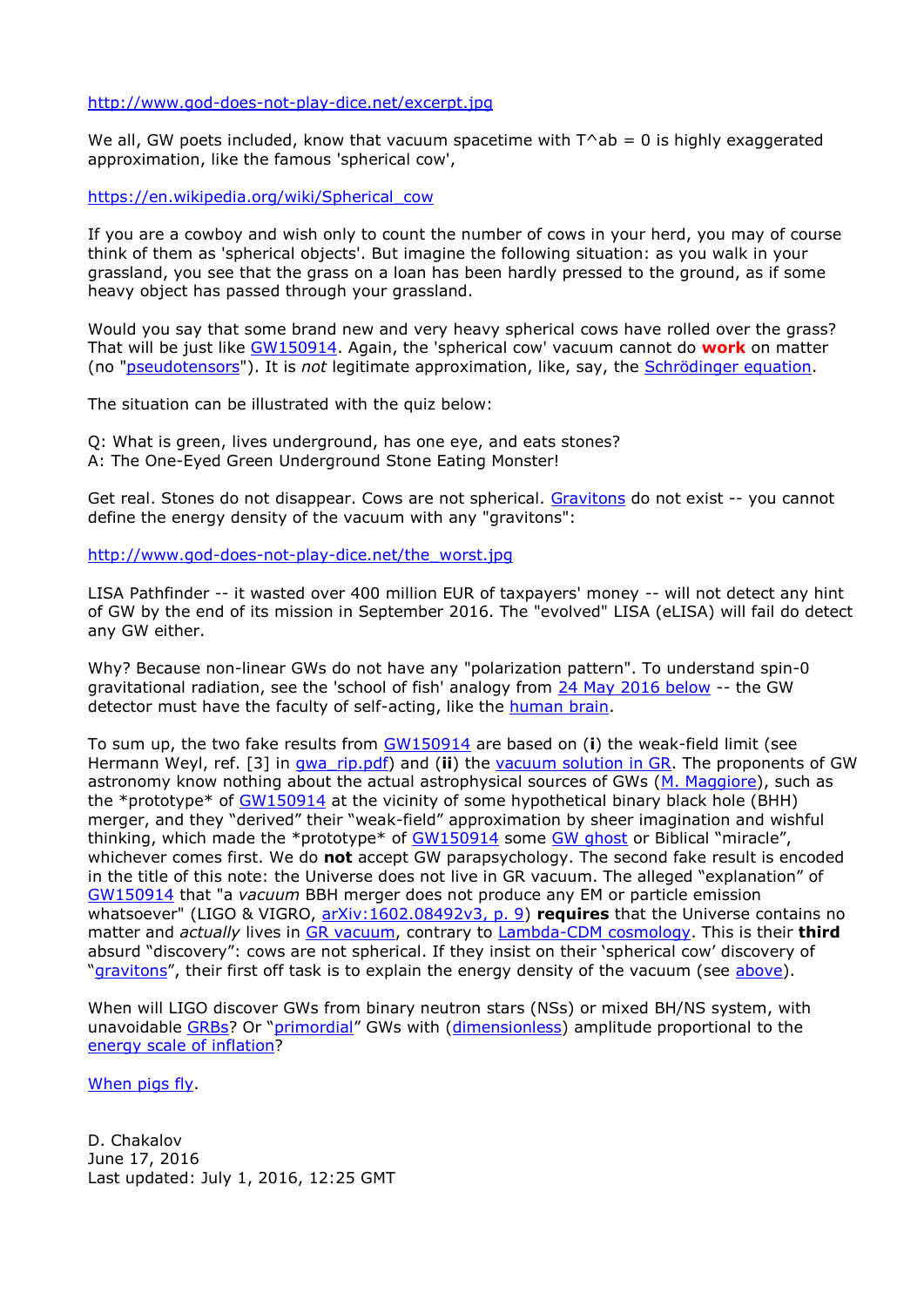http://www.god-does-not-play-dice.net/excerpt.jpg

We all, GW poets included, know that vacuum spacetime with $T^{ab} = 0$ is highly exaggerated approximation, like the famous 'spherical cow',

https://en.wikipedia.org/wiki/Spherical_cow

If you are a cowboy and wish only to count the number of cows in your herd, you may of course think of them as 'spherical objects'. But imagine the following situation: as you walk in your grassland, you see that the grass on a loan has been hardly pressed to the ground, as if some heavy object has passed through your grassland.

Would you say that some brand new and very heavy spherical cows have rolled over the grass? That will be just like GW150914. Again, the 'spherical cow' vacuum cannot do **work** on matter (no "pseudotensors"). It is *not* legitimate approximation, like, say, the Schrödinger equation.

The situation can be illustrated with the quiz below:

Q: What is green, lives underground, has one eye, and eats stones?
A: The One-Eyed Green Underground Stone Eating Monster!

Get real. Stones do not disappear. Cows are not spherical. Gravitons do not exist -- you cannot define the energy density of the vacuum with any "gravitons":

http://www.god-does-not-play-dice.net/the_worst.jpg

LISA Pathfinder -- it wasted over 400 million EUR of taxpayers' money -- will not detect any hint of GW by the end of its mission in September 2016. The "evolved" LISA (eLISA) will fail do detect any GW either.

Why? Because non-linear GWs do not have any "polarization pattern". To understand spin-0 gravitational radiation, see the 'school of fish' analogy from 24 May 2016 below -- the GW detector must have the faculty of self-acting, like the human brain.

To sum up, the two fake results from GW150914 are based on (**i**) the weak-field limit (see Hermann Weyl, ref. [3] in gwa_rip.pdf) and (**ii**) the vacuum solution in GR. The proponents of GW astronomy know nothing about the actual astrophysical sources of GWs (M. Maggiore), such as the *prototype* of GW150914 at the vicinity of some hypothetical binary black hole (BHH) merger, and they "derived" their "weak-field" approximation by sheer imagination and wishful thinking, which made the *prototype* of GW150914 some GW ghost or Biblical "miracle", whichever comes first. We do **not** accept GW parapsychology. The second fake result is encoded in the title of this note: the Universe does not live in GR vacuum. The alleged "explanation" of GW150914 that "a *vacuum* BBH merger does not produce any EM or particle emission whatsoever" (LIGO & VIGRO, arXiv:1602.08492v3, p. 9) **requires** that the Universe contains no matter and *actually* lives in GR vacuum, contrary to Lambda-CDM cosmology. This is their **third** absurd "discovery": cows are not spherical. If they insist on their 'spherical cow' discovery of "gravitons", their first off task is to explain the energy density of the vacuum (see above).

When will LIGO discover GWs from binary neutron stars (NSs) or mixed BH/NS system, with unavoidable GRBs? Or "primordial" GWs with (dimensionless) amplitude proportional to the energy scale of inflation?

When pigs fly.

D. Chakalov
June 17, 2016
Last updated: July 1, 2016, 12:25 GMT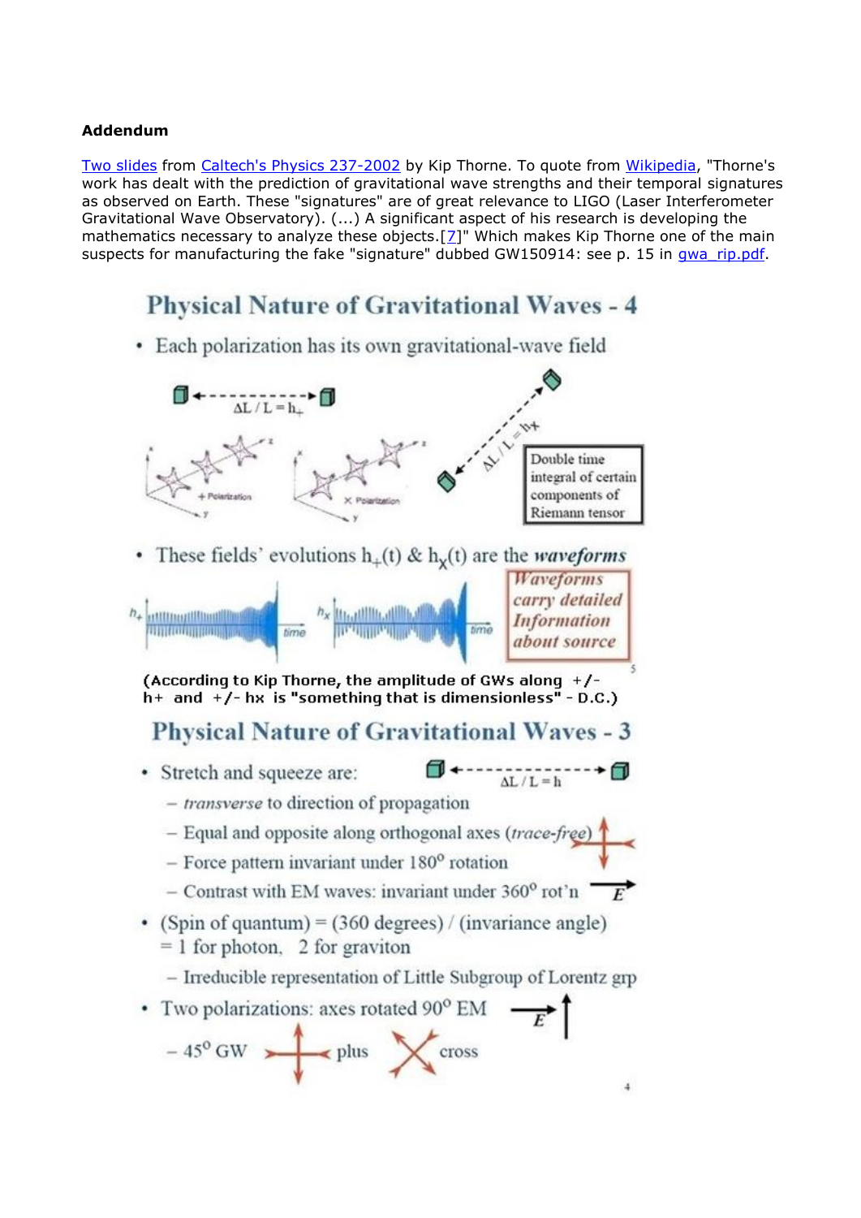**Addendum**

Two slides from Caltech's Physics 237-2002 by Kip Thorne. To quote from Wikipedia, "Thorne's work has dealt with the prediction of gravitational wave strengths and their temporal signatures as observed on Earth. These "signatures" are of great relevance to LIGO (Laser Interferometer Gravitational Wave Observatory). (...) A significant aspect of his research is developing the mathematics necessary to analyze these objects.[7]" Which makes Kip Thorne one of the main suspects for manufacturing the fake "signature" dubbed GW150914: see p. 15 in gwa_rip.pdf.

## Physical Nature of Gravitational Waves - 4

- Each polarization has its own gravitational-wave field

$\Delta L / L = h_+$

$\Delta L / L = h_\times$

+ Polarization

× Polarization

Double time integral of certain components of Riemann tensor

- These fields' evolutions $h_+(t)$ & $h_\times(t)$ are the ***waveforms***

$h_+$ time

$h_\times$ time

*Waveforms carry detailed Information about source*

5

**(According to Kip Thorne, the amplitude of GWs along +/- h+ and +/- hx is "something that is dimensionless" - D.C.)**

## Physical Nature of Gravitational Waves - 3

- Stretch and squeeze are: $\Delta L / L = h$
  - *transverse* to direction of propagation
  - Equal and opposite along orthogonal axes (*trace-free*)
  - Force pattern invariant under 180° rotation
  - Contrast with EM waves: invariant under 360° rot'n $E$
- (Spin of quantum) = (360 degrees) / (invariance angle) = 1 for photon, 2 for graviton
  - Irreducible representation of Little Subgroup of Lorentz grp
- Two polarizations: axes rotated 90° EM $E$
  - 45° GW plus cross

4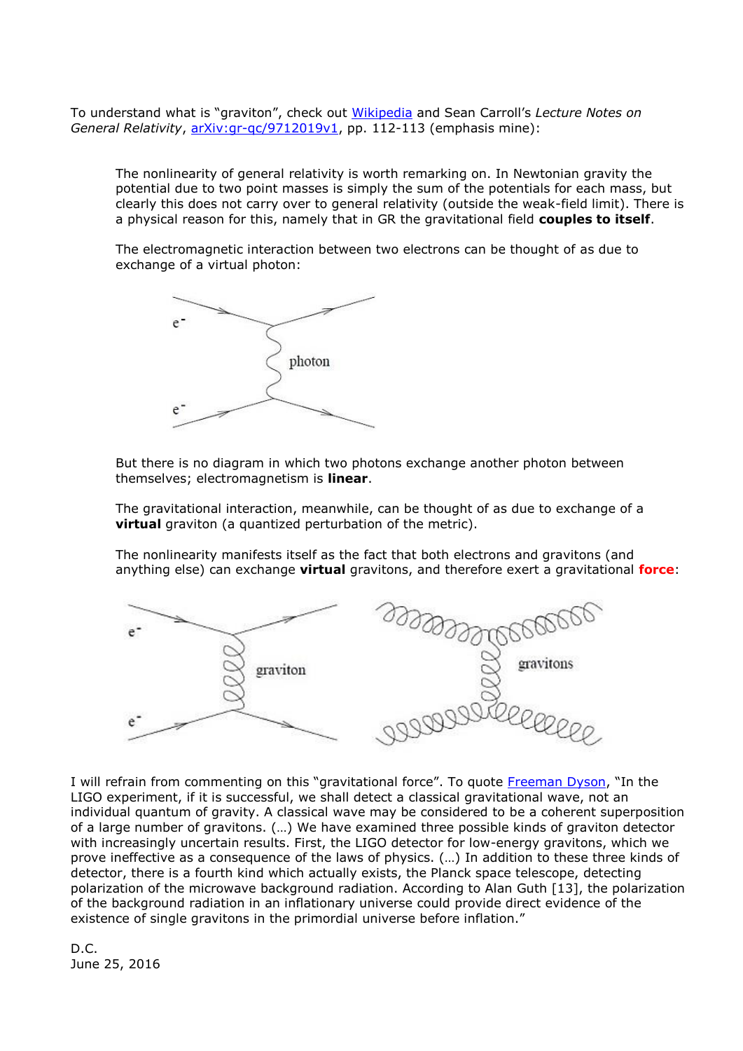To understand what is "graviton", check out [Wikipedia](https://en.wikipedia.org/wiki/Graviton) and Sean Carroll's *Lecture Notes on General Relativity*, [arXiv:gr-qc/9712019v1](https://arxiv.org/abs/gr-qc/9712019v1), pp. 112-113 (emphasis mine):

> The nonlinearity of general relativity is worth remarking on. In Newtonian gravity the potential due to two point masses is simply the sum of the potentials for each mass, but clearly this does not carry over to general relativity (outside the weak-field limit). There is a physical reason for this, namely that in GR the gravitational field **couples to itself**.
>
> The electromagnetic interaction between two electrons can be thought of as due to exchange of a virtual photon:
>
> e⁻
>
> photon
>
> e⁻
>
> But there is no diagram in which two photons exchange another photon between themselves; electromagnetism is **linear**.
>
> The gravitational interaction, meanwhile, can be thought of as due to exchange of a **virtual** graviton (a quantized perturbation of the metric).
>
> The nonlinearity manifests itself as the fact that both electrons and gravitons (and anything else) can exchange **virtual** gravitons, and therefore exert a gravitational **force**:
>
> e⁻
>
> graviton
>
> e⁻
>
> gravitons

I will refrain from commenting on this "gravitational force". To quote [Freeman Dyson](https://www.ias.edu/ideas/2013/dyson-gravitons), "In the LIGO experiment, if it is successful, we shall detect a classical gravitational wave, not an individual quantum of gravity. A classical wave may be considered to be a coherent superposition of a large number of gravitons. (…) We have examined three possible kinds of graviton detector with increasingly uncertain results. First, the LIGO detector for low-energy gravitons, which we prove ineffective as a consequence of the laws of physics. (…) In addition to these three kinds of detector, there is a fourth kind which actually exists, the Planck space telescope, detecting polarization of the microwave background radiation. According to Alan Guth [13], the polarization of the background radiation in an inflationary universe could provide direct evidence of the existence of single gravitons in the primordial universe before inflation."

D.C.
June 25, 2016